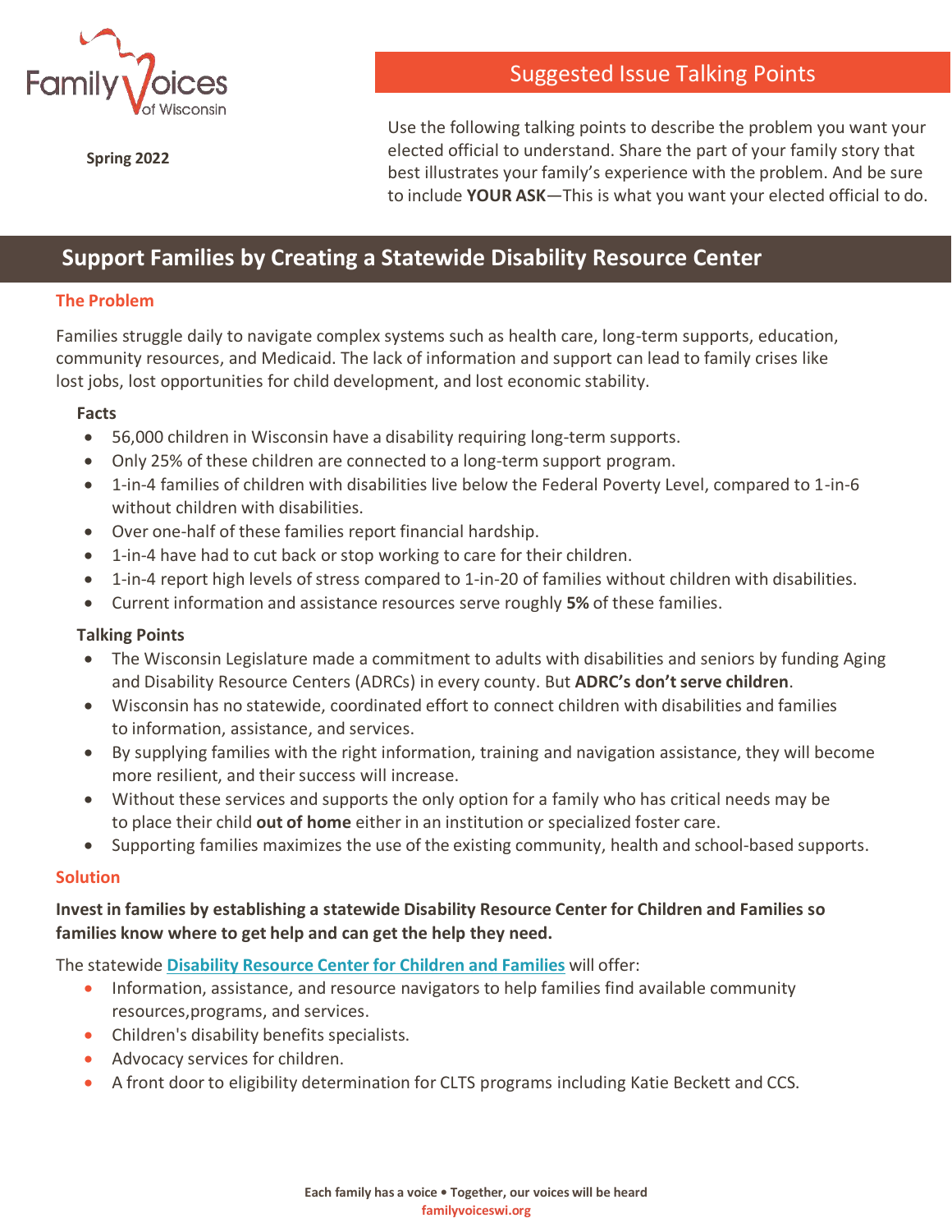Family Voices of Wisconsin

**Spring 2022**

## Suggested Issue Talking Points

Use the following talking points to describe the problem you want your elected official to understand. Share the part of your family story that best illustrates your family's experience with the problem. And be sure to include **YOUR ASK**—This is what you want your elected official to do.

# Support Families by Creating a Statewide Disability Resource Center

## The Problem

Families struggle daily to navigate complex systems such as health care, long-term supports, education, community resources, and Medicaid. The lack of information and support can lead to family crises like lost jobs, lost opportunities for child development, and lost economic stability.

### Facts

- 56,000 children in Wisconsin have a disability requiring long-term supports.
- Only 25% of these children are connected to a long-term support program.
- 1-in-4 families of children with disabilities live below the Federal Poverty Level, compared to 1-in-6 without children with disabilities.
- Over one-half of these families report financial hardship.
- 1-in-4 have had to cut back or stop working to care for their children.
- 1-in-4 report high levels of stress compared to 1-in-20 of families without children with disabilities.
- Current information and assistance resources serve roughly **5%** of these families.

### Talking Points

- The Wisconsin Legislature made a commitment to adults with disabilities and seniors by funding Aging and Disability Resource Centers (ADRCs) in every county. But **ADRC's don't serve children**.
- Wisconsin has no statewide, coordinated effort to connect children with disabilities and families to information, assistance, and services.
- By supplying families with the right information, training and navigation assistance, they will become more resilient, and their success will increase.
- Without these services and supports the only option for a family who has critical needs may be to place their child **out of home** either in an institution or specialized foster care.
- Supporting families maximizes the use of the existing community, health and school-based supports.

## Solution

**Invest in families by establishing a statewide Disability Resource Center for Children and Families so families know where to get help and can get the help they need.**

The statewide **Disability Resource Center for Children and Families** will offer:

- Information, assistance, and resource navigators to help families find available community resources,programs, and services.
- Children's disability benefits specialists.
- Advocacy services for children.
- A front door to eligibility determination for CLTS programs including Katie Beckett and CCS.

**Each family has a voice • Together, our voices will be heard**
**familyvoiceswi.org**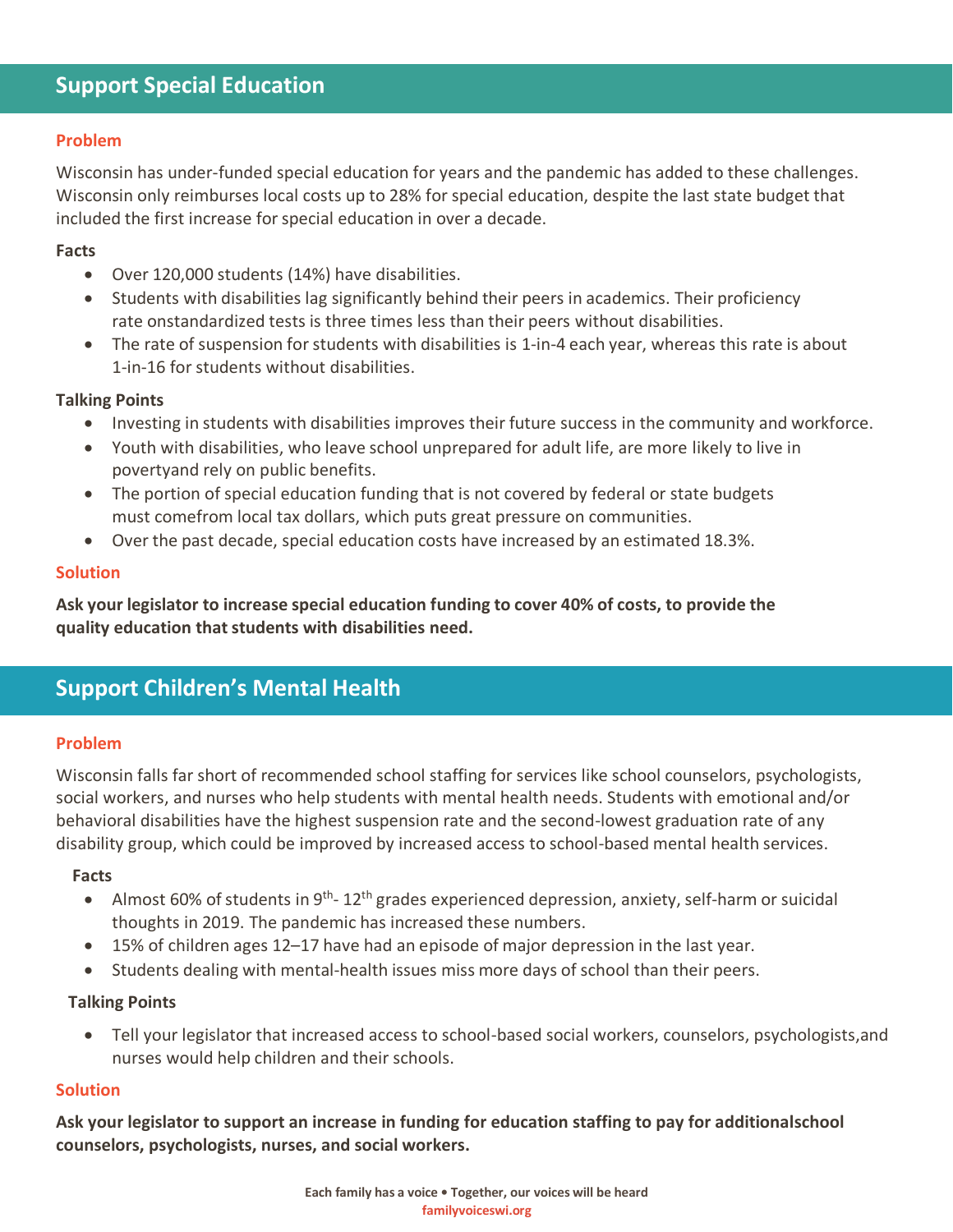## Support Special Education

**Problem**

Wisconsin has under-funded special education for years and the pandemic has added to these challenges. Wisconsin only reimburses local costs up to 28% for special education, despite the last state budget that included the first increase for special education in over a decade.

**Facts**

- Over 120,000 students (14%) have disabilities.
- Students with disabilities lag significantly behind their peers in academics. Their proficiency rate onstandardized tests is three times less than their peers without disabilities.
- The rate of suspension for students with disabilities is 1-in-4 each year, whereas this rate is about 1-in-16 for students without disabilities.

**Talking Points**

- Investing in students with disabilities improves their future success in the community and workforce.
- Youth with disabilities, who leave school unprepared for adult life, are more likely to live in povertyand rely on public benefits.
- The portion of special education funding that is not covered by federal or state budgets must comefrom local tax dollars, which puts great pressure on communities.
- Over the past decade, special education costs have increased by an estimated 18.3%.

**Solution**

**Ask your legislator to increase special education funding to cover 40% of costs, to provide the quality education that students with disabilities need.**

## Support Children's Mental Health

**Problem**

Wisconsin falls far short of recommended school staffing for services like school counselors, psychologists, social workers, and nurses who help students with mental health needs. Students with emotional and/or behavioral disabilities have the highest suspension rate and the second-lowest graduation rate of any disability group, which could be improved by increased access to school-based mental health services.

**Facts**

- Almost 60% of students in 9th- 12th grades experienced depression, anxiety, self-harm or suicidal thoughts in 2019. The pandemic has increased these numbers.
- 15% of children ages 12–17 have had an episode of major depression in the last year.
- Students dealing with mental-health issues miss more days of school than their peers.

**Talking Points**

- Tell your legislator that increased access to school-based social workers, counselors, psychologists,and nurses would help children and their schools.

**Solution**

**Ask your legislator to support an increase in funding for education staffing to pay for additionalschool counselors, psychologists, nurses, and social workers.**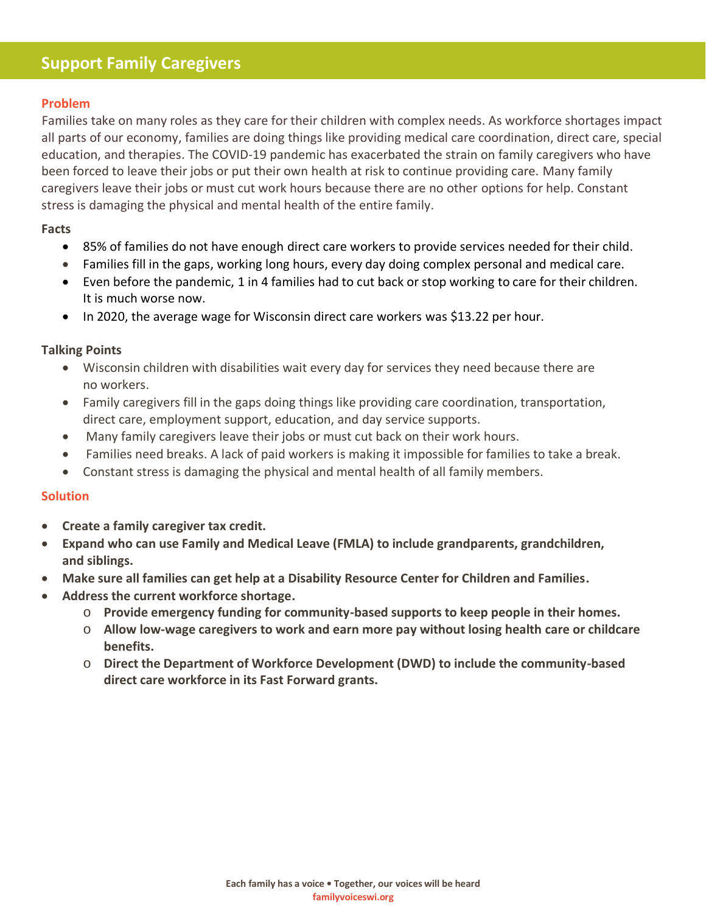## Support Family Caregivers

### Problem

Families take on many roles as they care for their children with complex needs. As workforce shortages impact all parts of our economy, families are doing things like providing medical care coordination, direct care, special education, and therapies. The COVID-19 pandemic has exacerbated the strain on family caregivers who have been forced to leave their jobs or put their own health at risk to continue providing care. Many family caregivers leave their jobs or must cut work hours because there are no other options for help. Constant stress is damaging the physical and mental health of the entire family.

**Facts**

- 85% of families do not have enough direct care workers to provide services needed for their child.
- Families fill in the gaps, working long hours, every day doing complex personal and medical care.
- Even before the pandemic, 1 in 4 families had to cut back or stop working to care for their children. It is much worse now.
- In 2020, the average wage for Wisconsin direct care workers was $13.22 per hour.

**Talking Points**

- Wisconsin children with disabilities wait every day for services they need because there are no workers.
- Family caregivers fill in the gaps doing things like providing care coordination, transportation, direct care, employment support, education, and day service supports.
- Many family caregivers leave their jobs or must cut back on their work hours.
- Families need breaks. A lack of paid workers is making it impossible for families to take a break.
- Constant stress is damaging the physical and mental health of all family members.

### Solution

- **Create a family caregiver tax credit.**
- **Expand who can use Family and Medical Leave (FMLA) to include grandparents, grandchildren, and siblings.**
- **Make sure all families can get help at a Disability Resource Center for Children and Families.**
- **Address the current workforce shortage.**
  - **Provide emergency funding for community-based supports to keep people in their homes.**
  - **Allow low-wage caregivers to work and earn more pay without losing health care or childcare benefits.**
  - **Direct the Department of Workforce Development (DWD) to include the community-based direct care workforce in its Fast Forward grants.**